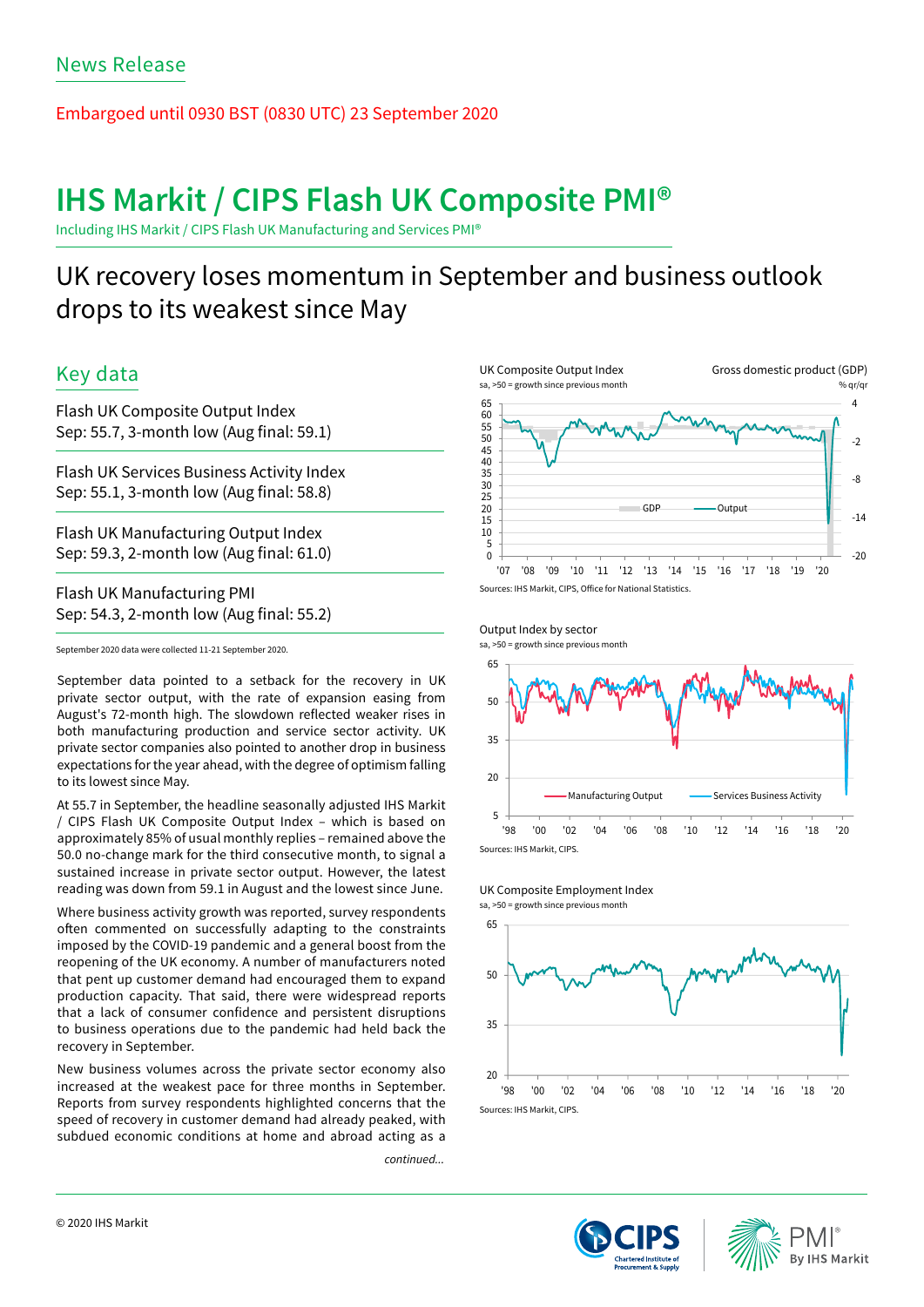News Release

Embargoed until 0930 BST (0830 UTC) 23 September 2020

# IHS Markit / CIPS Flash UK Composite PMI®

Including IHS Markit / CIPS Flash UK Manufacturing and Services PMI®

## UK recovery loses momentum in September and business outlook drops to its weakest since May

### Key data

Flash UK Composite Output Index
Sep: 55.7, 3-month low (Aug final: 59.1)

Flash UK Services Business Activity Index
Sep: 55.1, 3-month low (Aug final: 58.8)

Flash UK Manufacturing Output Index
Sep: 59.3, 2-month low (Aug final: 61.0)

Flash UK Manufacturing PMI
Sep: 54.3, 2-month low (Aug final: 55.2)

September 2020 data were collected 11-21 September 2020.

September data pointed to a setback for the recovery in UK private sector output, with the rate of expansion easing from August's 72-month high. The slowdown reflected weaker rises in both manufacturing production and service sector activity. UK private sector companies also pointed to another drop in business expectations for the year ahead, with the degree of optimism falling to its lowest since May.

At 55.7 in September, the headline seasonally adjusted IHS Markit / CIPS Flash UK Composite Output Index – which is based on approximately 85% of usual monthly replies – remained above the 50.0 no-change mark for the third consecutive month, to signal a sustained increase in private sector output. However, the latest reading was down from 59.1 in August and the lowest since June.

Where business activity growth was reported, survey respondents often commented on successfully adapting to the constraints imposed by the COVID-19 pandemic and a general boost from the reopening of the UK economy. A number of manufacturers noted that pent up customer demand had encouraged them to expand production capacity. That said, there were widespread reports that a lack of consumer confidence and persistent disruptions to business operations due to the pandemic had held back the recovery in September.

New business volumes across the private sector economy also increased at the weakest pace for three months in September. Reports from survey respondents highlighted concerns that the speed of recovery in customer demand had already peaked, with subdued economic conditions at home and abroad acting as a

*continued...*

UK Composite Output Index
sa, >50 = growth since previous month

Gross domestic product (GDP)
% qr/qr

Sources: IHS Markit, CIPS, Office for National Statistics.

Output Index by sector
sa, >50 = growth since previous month

Sources: IHS Markit, CIPS.

UK Composite Employment Index
sa, >50 = growth since previous month

Sources: IHS Markit, CIPS.

© 2020 IHS Markit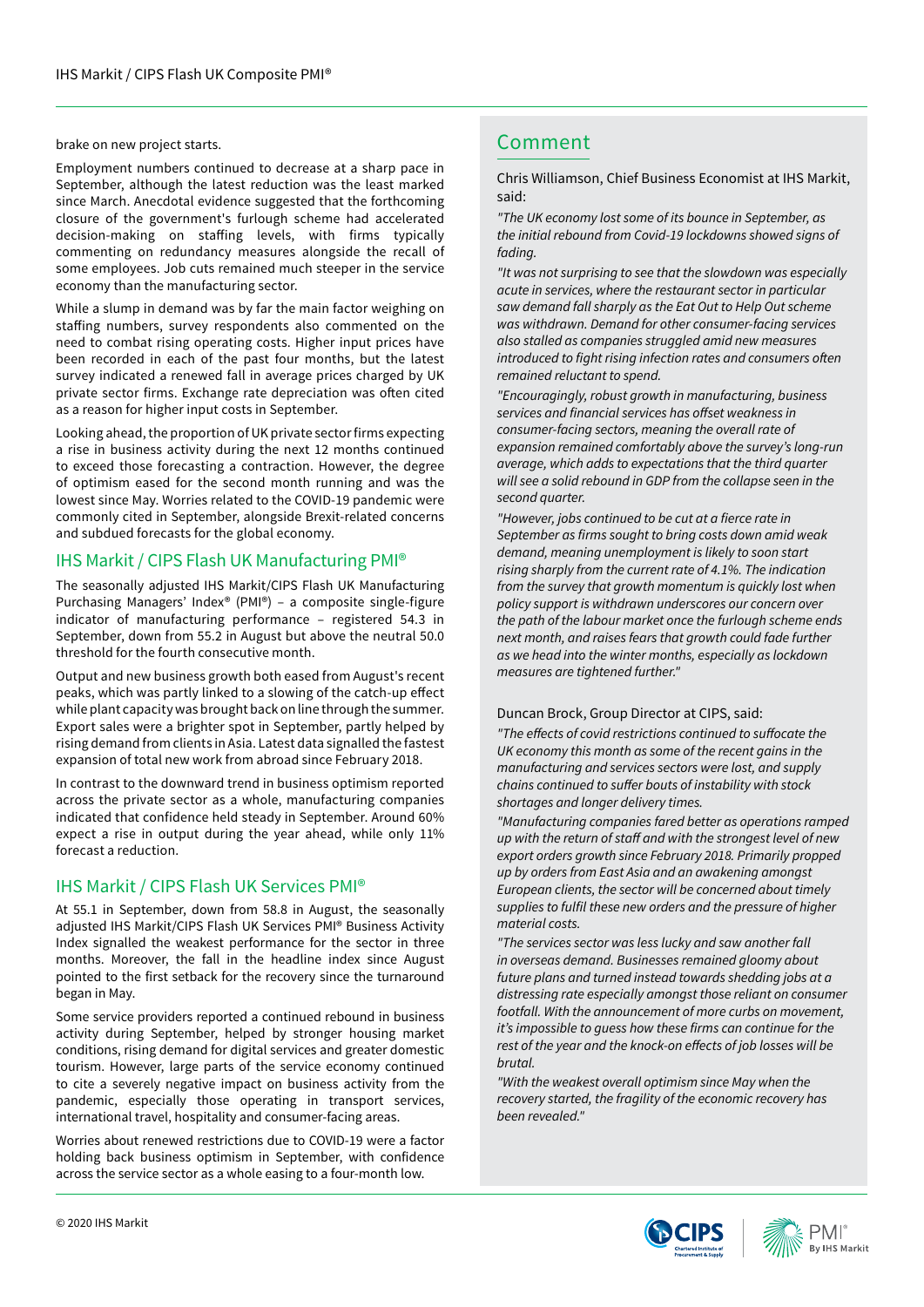brake on new project starts.

Employment numbers continued to decrease at a sharp pace in September, although the latest reduction was the least marked since March. Anecdotal evidence suggested that the forthcoming closure of the government's furlough scheme had accelerated decision-making on staffing levels, with firms typically commenting on redundancy measures alongside the recall of some employees. Job cuts remained much steeper in the service economy than the manufacturing sector.

While a slump in demand was by far the main factor weighing on staffing numbers, survey respondents also commented on the need to combat rising operating costs. Higher input prices have been recorded in each of the past four months, but the latest survey indicated a renewed fall in average prices charged by UK private sector firms. Exchange rate depreciation was often cited as a reason for higher input costs in September.

Looking ahead, the proportion of UK private sector firms expecting a rise in business activity during the next 12 months continued to exceed those forecasting a contraction. However, the degree of optimism eased for the second month running and was the lowest since May. Worries related to the COVID-19 pandemic were commonly cited in September, alongside Brexit-related concerns and subdued forecasts for the global economy.

## IHS Markit / CIPS Flash UK Manufacturing PMI®

The seasonally adjusted IHS Markit/CIPS Flash UK Manufacturing Purchasing Managers' Index® (PMI®) – a composite single-figure indicator of manufacturing performance – registered 54.3 in September, down from 55.2 in August but above the neutral 50.0 threshold for the fourth consecutive month.

Output and new business growth both eased from August's recent peaks, which was partly linked to a slowing of the catch-up effect while plant capacity was brought back on line through the summer. Export sales were a brighter spot in September, partly helped by rising demand from clients in Asia. Latest data signalled the fastest expansion of total new work from abroad since February 2018.

In contrast to the downward trend in business optimism reported across the private sector as a whole, manufacturing companies indicated that confidence held steady in September. Around 60% expect a rise in output during the year ahead, while only 11% forecast a reduction.

## IHS Markit / CIPS Flash UK Services PMI®

At 55.1 in September, down from 58.8 in August, the seasonally adjusted IHS Markit/CIPS Flash UK Services PMI® Business Activity Index signalled the weakest performance for the sector in three months. Moreover, the fall in the headline index since August pointed to the first setback for the recovery since the turnaround began in May.

Some service providers reported a continued rebound in business activity during September, helped by stronger housing market conditions, rising demand for digital services and greater domestic tourism. However, large parts of the service economy continued to cite a severely negative impact on business activity from the pandemic, especially those operating in transport services, international travel, hospitality and consumer-facing areas.

Worries about renewed restrictions due to COVID-19 were a factor holding back business optimism in September, with confidence across the service sector as a whole easing to a four-month low.

## Comment

Chris Williamson, Chief Business Economist at IHS Markit, said:

*"The UK economy lost some of its bounce in September, as the initial rebound from Covid-19 lockdowns showed signs of fading.*

*"It was not surprising to see that the slowdown was especially acute in services, where the restaurant sector in particular saw demand fall sharply as the Eat Out to Help Out scheme was withdrawn. Demand for other consumer-facing services also stalled as companies struggled amid new measures introduced to fight rising infection rates and consumers often remained reluctant to spend.*

*"Encouragingly, robust growth in manufacturing, business services and financial services has offset weakness in consumer-facing sectors, meaning the overall rate of expansion remained comfortably above the survey's long-run average, which adds to expectations that the third quarter will see a solid rebound in GDP from the collapse seen in the second quarter.*

*"However, jobs continued to be cut at a fierce rate in September as firms sought to bring costs down amid weak demand, meaning unemployment is likely to soon start rising sharply from the current rate of 4.1%. The indication from the survey that growth momentum is quickly lost when policy support is withdrawn underscores our concern over the path of the labour market once the furlough scheme ends next month, and raises fears that growth could fade further as we head into the winter months, especially as lockdown measures are tightened further."*

Duncan Brock, Group Director at CIPS, said:

*"The effects of covid restrictions continued to suffocate the UK economy this month as some of the recent gains in the manufacturing and services sectors were lost, and supply chains continued to suffer bouts of instability with stock shortages and longer delivery times.*

*"Manufacturing companies fared better as operations ramped up with the return of staff and with the strongest level of new export orders growth since February 2018. Primarily propped up by orders from East Asia and an awakening amongst European clients, the sector will be concerned about timely supplies to fulfil these new orders and the pressure of higher material costs.*

*"The services sector was less lucky and saw another fall in overseas demand. Businesses remained gloomy about future plans and turned instead towards shedding jobs at a distressing rate especially amongst those reliant on consumer footfall. With the announcement of more curbs on movement, it's impossible to guess how these firms can continue for the rest of the year and the knock-on effects of job losses will be brutal.*

*"With the weakest overall optimism since May when the recovery started, the fragility of the economic recovery has been revealed."*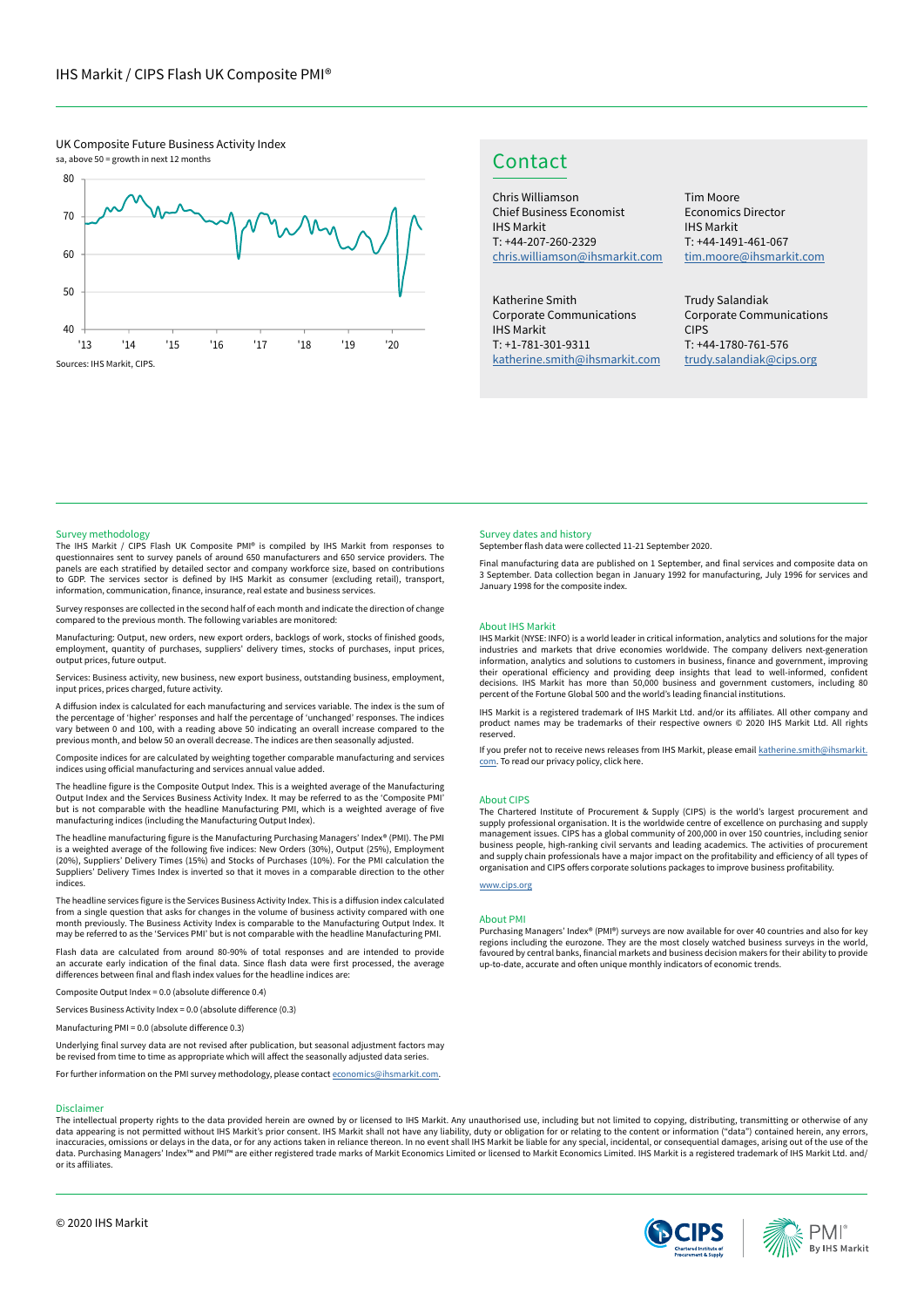# IHS Markit / CIPS Flash UK Composite PMI®

UK Composite Future Business Activity Index

sa, above 50 = growth in next 12 months

80
70
60
50
40

'13 '14 '15 '16 '17 '18 '19 '20

Sources: IHS Markit, CIPS.

## Contact

Chris Williamson
Chief Business Economist
IHS Markit
T: +44-207-260-2329
chris.williamson@ihsmarkit.com

Tim Moore
Economics Director
IHS Markit
T: +44-1491-461-067
tim.moore@ihsmarkit.com

Katherine Smith
Corporate Communications
IHS Markit
T: +1-781-301-9311
katherine.smith@ihsmarkit.com

Trudy Salandiak
Corporate Communications
CIPS
T: +44-1780-761-576
trudy.salandiak@cips.org

### Survey methodology

The IHS Markit / CIPS Flash UK Composite PMI® is compiled by IHS Markit from responses to questionnaires sent to survey panels of around 650 manufacturers and 650 service providers. The panels are each stratified by detailed sector and company workforce size, based on contributions to GDP. The services sector is defined by IHS Markit as consumer (excluding retail), transport, information, communication, finance, insurance, real estate and business services.

Survey responses are collected in the second half of each month and indicate the direction of change compared to the previous month. The following variables are monitored:

Manufacturing: Output, new orders, new export orders, backlogs of work, stocks of finished goods, employment, quantity of purchases, suppliers' delivery times, stocks of purchases, input prices, output prices, future output.

Services: Business activity, new business, new export business, outstanding business, employment, input prices, prices charged, future activity.

A diffusion index is calculated for each manufacturing and services variable. The index is the sum of the percentage of 'higher' responses and half the percentage of 'unchanged' responses. The indices vary between 0 and 100, with a reading above 50 indicating an overall increase compared to the previous month, and below 50 an overall decrease. The indices are then seasonally adjusted.

Composite indices for are calculated by weighting together comparable manufacturing and services indices using official manufacturing and services annual value added.

The headline figure is the Composite Output Index. This is a weighted average of the Manufacturing Output Index and the Services Business Activity Index. It may be referred to as the 'Composite PMI' but is not comparable with the headline Manufacturing PMI, which is a weighted average of five manufacturing indices (including the Manufacturing Output Index).

The headline manufacturing figure is the Manufacturing Purchasing Managers' Index® (PMI). The PMI is a weighted average of the following five indices: New Orders (30%), Output (25%), Employment (20%), Suppliers' Delivery Times (15%) and Stocks of Purchases (10%). For the PMI calculation the Suppliers' Delivery Times Index is inverted so that it moves in a comparable direction to the other indices.

The headline services figure is the Services Business Activity Index. This is a diffusion index calculated from a single question that asks for changes in the volume of business activity compared with one month previously. The Business Activity Index is comparable to the Manufacturing Output Index. It may be referred to as the 'Services PMI' but is not comparable with the headline Manufacturing PMI.

Flash data are calculated from around 80-90% of total responses and are intended to provide an accurate early indication of the final data. Since flash data were first processed, the average differences between final and flash index values for the headline indices are:

Composite Output Index = 0.0 (absolute difference 0.4)

Services Business Activity Index = 0.0 (absolute difference (0.3)

Manufacturing PMI = 0.0 (absolute difference 0.3)

Underlying final survey data are not revised after publication, but seasonal adjustment factors may be revised from time to time as appropriate which will affect the seasonally adjusted data series.

For further information on the PMI survey methodology, please contact economics@ihsmarkit.com.

### Survey dates and history

September flash data were collected 11-21 September 2020.

Final manufacturing data are published on 1 September, and final services and composite data on 3 September. Data collection began in January 1992 for manufacturing, July 1996 for services and January 1998 for the composite index.

### About IHS Markit

IHS Markit (NYSE: INFO) is a world leader in critical information, analytics and solutions for the major industries and markets that drive economies worldwide. The company delivers next-generation information, analytics and solutions to customers in business, finance and government, improving their operational efficiency and providing deep insights that lead to well-informed, confident decisions. IHS Markit has more than 50,000 business and government customers, including 80 percent of the Fortune Global 500 and the world's leading financial institutions.

IHS Markit is a registered trademark of IHS Markit Ltd. and/or its affiliates. All other company and product names may be trademarks of their respective owners © 2020 IHS Markit Ltd. All rights reserved.

If you prefer not to receive news releases from IHS Markit, please email katherine.smith@ihsmarkit.com. To read our privacy policy, click here.

### About CIPS

The Chartered Institute of Procurement & Supply (CIPS) is the world's largest procurement and supply professional organisation. It is the worldwide centre of excellence on purchasing and supply management issues. CIPS has a global community of 200,000 in over 150 countries, including senior business people, high-ranking civil servants and leading academics. The activities of procurement and supply chain professionals have a major impact on the profitability and efficiency of all types of organisation and CIPS offers corporate solutions packages to improve business profitability.

www.cips.org

### About PMI

Purchasing Managers' Index® (PMI®) surveys are now available for over 40 countries and also for key regions including the eurozone. They are the most closely watched business surveys in the world, favoured by central banks, financial markets and business decision makers for their ability to provide up-to-date, accurate and often unique monthly indicators of economic trends.

### Disclaimer

The intellectual property rights to the data provided herein are owned by or licensed to IHS Markit. Any unauthorised use, including but not limited to copying, distributing, transmitting or otherwise of any data appearing is not permitted without IHS Markit's prior consent. IHS Markit shall not have any liability, duty or obligation for or relating to the content or information ("data") contained herein, any errors, inaccuracies, omissions or delays in the data, or for any actions taken in reliance thereon. In no event shall IHS Markit be liable for any special, incidental, or consequential damages, arising out of the use of the data. Purchasing Managers' Index™ and PMI™ are either registered trade marks of Markit Economics Limited or licensed to Markit Economics Limited. IHS Markit is a registered trademark of IHS Markit Ltd. and/or its affiliates.

© 2020 IHS Markit